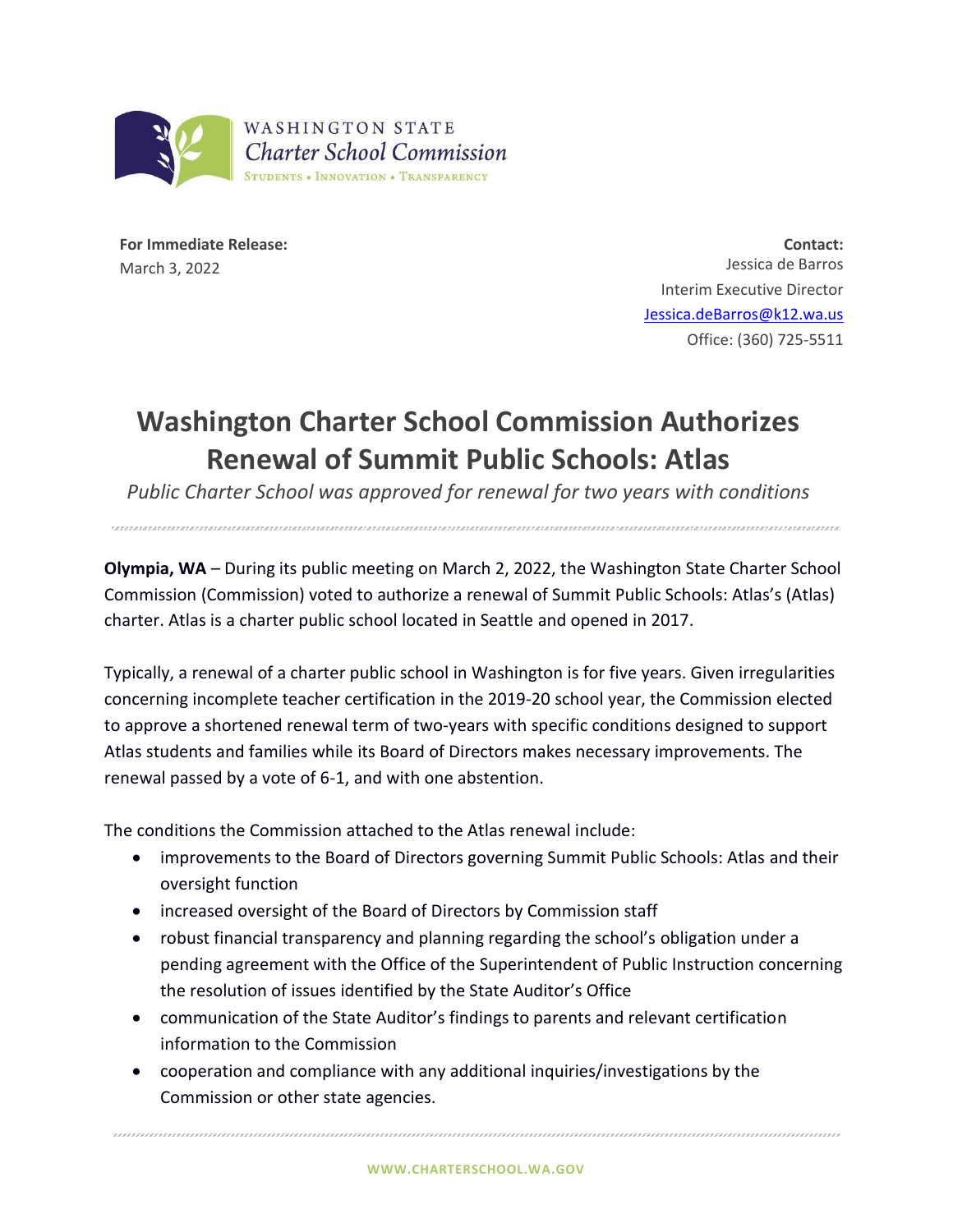WASHINGTON STATE
Charter School Commission
STUDENTS • INNOVATION • TRANSPARENCY

**For Immediate Release:**
March 3, 2022

**Contact:**
Jessica de Barros
Interim Executive Director
Jessica.deBarros@k12.wa.us
Office: (360) 725-5511

# Washington Charter School Commission Authorizes Renewal of Summit Public Schools: Atlas

*Public Charter School was approved for renewal for two years with conditions*

**Olympia, WA** – During its public meeting on March 2, 2022, the Washington State Charter School Commission (Commission) voted to authorize a renewal of Summit Public Schools: Atlas's (Atlas) charter. Atlas is a charter public school located in Seattle and opened in 2017.

Typically, a renewal of a charter public school in Washington is for five years. Given irregularities concerning incomplete teacher certification in the 2019-20 school year, the Commission elected to approve a shortened renewal term of two-years with specific conditions designed to support Atlas students and families while its Board of Directors makes necessary improvements. The renewal passed by a vote of 6-1, and with one abstention.

The conditions the Commission attached to the Atlas renewal include:

- improvements to the Board of Directors governing Summit Public Schools: Atlas and their oversight function
- increased oversight of the Board of Directors by Commission staff
- robust financial transparency and planning regarding the school's obligation under a pending agreement with the Office of the Superintendent of Public Instruction concerning the resolution of issues identified by the State Auditor's Office
- communication of the State Auditor's findings to parents and relevant certification information to the Commission
- cooperation and compliance with any additional inquiries/investigations by the Commission or other state agencies.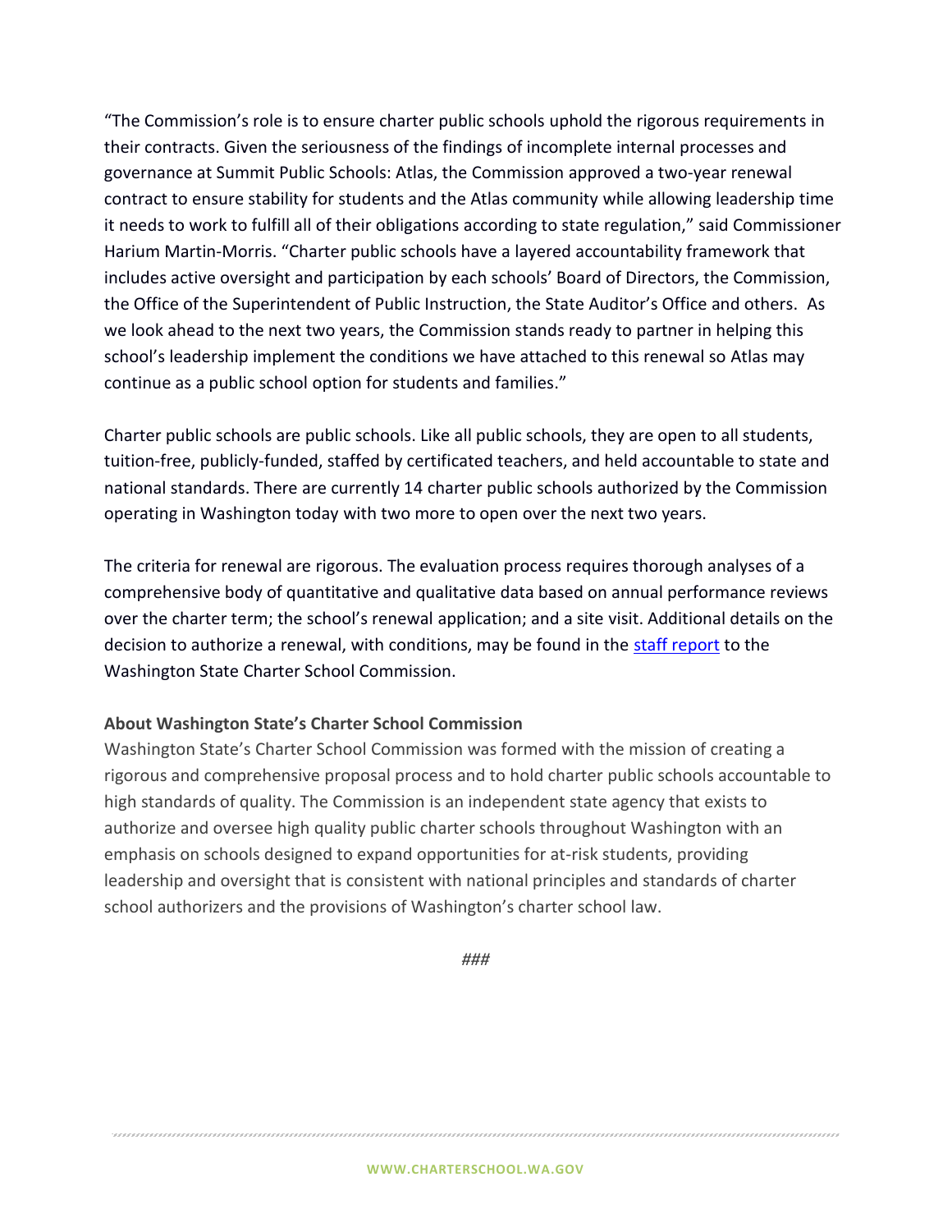"The Commission's role is to ensure charter public schools uphold the rigorous requirements in their contracts. Given the seriousness of the findings of incomplete internal processes and governance at Summit Public Schools: Atlas, the Commission approved a two-year renewal contract to ensure stability for students and the Atlas community while allowing leadership time it needs to work to fulfill all of their obligations according to state regulation," said Commissioner Harium Martin-Morris. "Charter public schools have a layered accountability framework that includes active oversight and participation by each schools' Board of Directors, the Commission, the Office of the Superintendent of Public Instruction, the State Auditor's Office and others. As we look ahead to the next two years, the Commission stands ready to partner in helping this school's leadership implement the conditions we have attached to this renewal so Atlas may continue as a public school option for students and families."

Charter public schools are public schools. Like all public schools, they are open to all students, tuition-free, publicly-funded, staffed by certificated teachers, and held accountable to state and national standards. There are currently 14 charter public schools authorized by the Commission operating in Washington today with two more to open over the next two years.

The criteria for renewal are rigorous. The evaluation process requires thorough analyses of a comprehensive body of quantitative and qualitative data based on annual performance reviews over the charter term; the school's renewal application; and a site visit. Additional details on the decision to authorize a renewal, with conditions, may be found in the staff report to the Washington State Charter School Commission.

**About Washington State's Charter School Commission**

Washington State's Charter School Commission was formed with the mission of creating a rigorous and comprehensive proposal process and to hold charter public schools accountable to high standards of quality. The Commission is an independent state agency that exists to authorize and oversee high quality public charter schools throughout Washington with an emphasis on schools designed to expand opportunities for at-risk students, providing leadership and oversight that is consistent with national principles and standards of charter school authorizers and the provisions of Washington's charter school law.

###